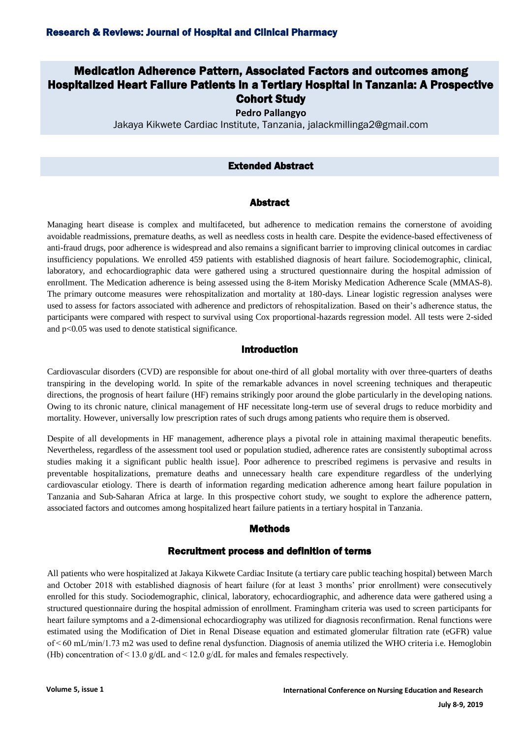# Medication Adherence Pattern, Associated Factors and outcomes among Hospitalized Heart Failure Patients in a Tertiary Hospital in Tanzania: A Prospective Cohort Study

**Pedro Pallangyo**

Jakaya Kikwete Cardiac Institute, Tanzania, jalackmillinga2@gmail.com

## Extended Abstract

### Abstract

Managing heart disease is complex and multifaceted, but adherence to medication remains the cornerstone of avoiding avoidable readmissions, premature deaths, as well as needless costs in health care. Despite the evidence-based effectiveness of anti-fraud drugs, poor adherence is widespread and also remains a significant barrier to improving clinical outcomes in cardiac insufficiency populations. We enrolled 459 patients with established diagnosis of heart failure. Sociodemographic, clinical, laboratory, and echocardiographic data were gathered using a structured questionnaire during the hospital admission of enrollment. The Medication adherence is being assessed using the 8-item Morisky Medication Adherence Scale (MMAS-8). The primary outcome measures were rehospitalization and mortality at 180-days. Linear logistic regression analyses were used to assess for factors associated with adherence and predictors of rehospitalization. Based on their's adherence status, the participants were compared with respect to survival using Cox proportional-hazards regression model. All tests were 2-sided and $p<0.05$ was used to denote statistical significance.

### Introduction

Cardiovascular disorders (CVD) are responsible for about one-third of all global mortality with over three-quarters of deaths transpiring in the developing world. In spite of the remarkable advances in novel screening techniques and therapeutic directions, the prognosis of heart failure (HF) remains strikingly poor around the globe particularly in the developing nations. Owing to its chronic nature, clinical management of HF necessitate long-term use of several drugs to reduce morbidity and mortality. However, universally low prescription rates of such drugs among patients who require them is observed.

Despite of all developments in HF management, adherence plays a pivotal role in attaining maximal therapeutic benefits. Nevertheless, regardless of the assessment tool used or population studied, adherence rates are consistently suboptimal across studies making it a significant public health issue]. Poor adherence to prescribed regimens is pervasive and results in preventable hospitalizations, premature deaths and unnecessary health care expenditure regardless of the underlying cardiovascular etiology. There is dearth of information regarding medication adherence among heart failure population in Tanzania and Sub-Saharan Africa at large. In this prospective cohort study, we sought to explore the adherence pattern, associated factors and outcomes among hospitalized heart failure patients in a tertiary hospital in Tanzania.

### Methods

#### Recruitment process and definition of terms

All patients who were hospitalized at Jakaya Kikwete Cardiac Insitute (a tertiary care public teaching hospital) between March and October 2018 with established diagnosis of heart failure (for at least 3 months' prior enrollment) were consecutively enrolled for this study. Sociodemographic, clinical, laboratory, echocardiographic, and adherence data were gathered using a structured questionnaire during the hospital admission of enrollment. Framingham criteria was used to screen participants for heart failure symptoms and a 2-dimensional echocardiography was utilized for diagnosis reconfirmation. Renal functions were estimated using the Modification of Diet in Renal Disease equation and estimated glomerular filtration rate (eGFR) value of < 60 mL/min/1.73 m2 was used to define renal dysfunction. Diagnosis of anemia utilized the WHO criteria i.e. Hemoglobin (Hb) concentration of < 13.0 g/dL and < 12.0 g/dL for males and females respectively.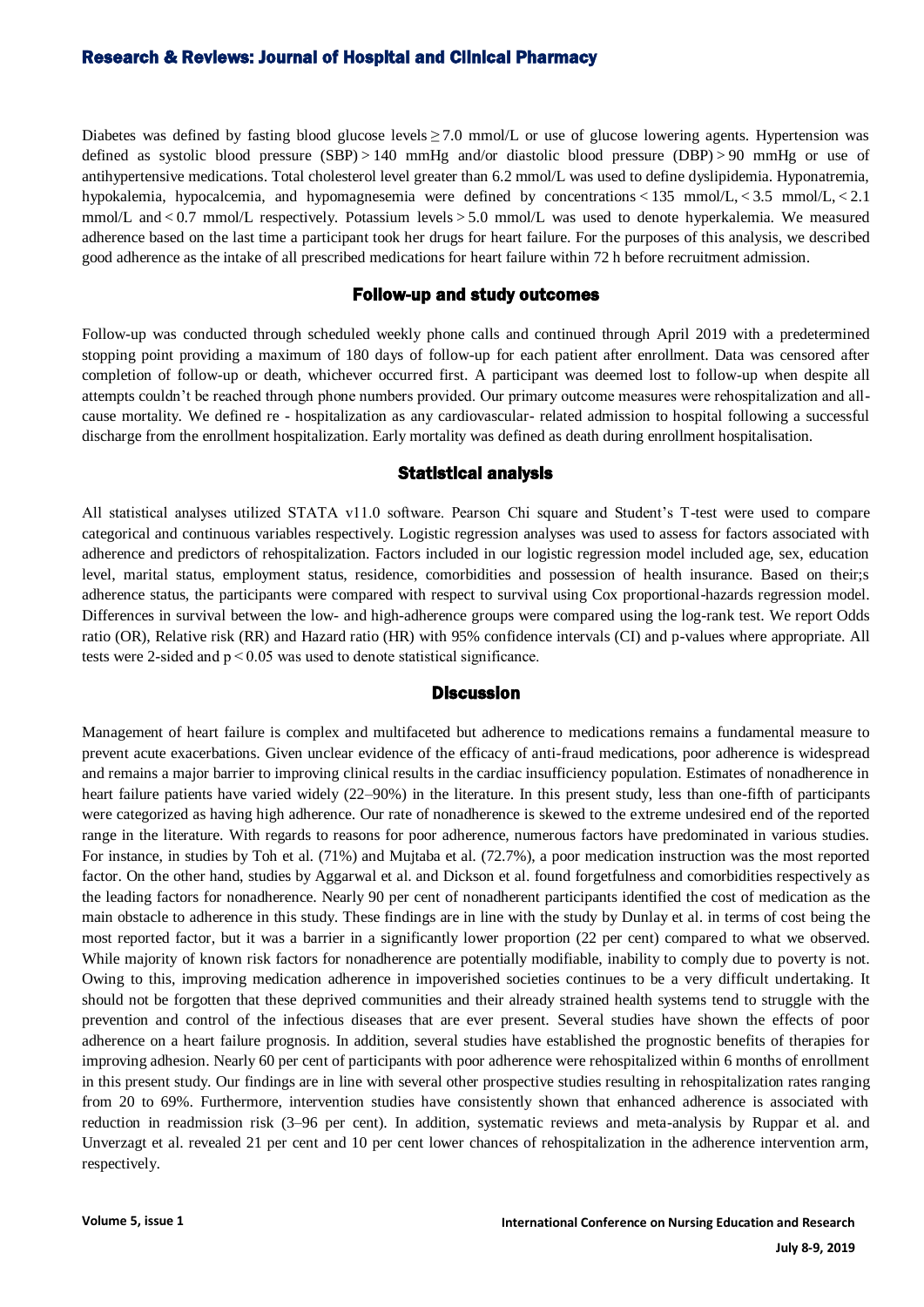Diabetes was defined by fasting blood glucose levels ≥ 7.0 mmol/L or use of glucose lowering agents. Hypertension was defined as systolic blood pressure (SBP) > 140 mmHg and/or diastolic blood pressure (DBP) > 90 mmHg or use of antihypertensive medications. Total cholesterol level greater than 6.2 mmol/L was used to define dyslipidemia. Hyponatremia, hypokalemia, hypocalcemia, and hypomagnesemia were defined by concentrations < 135 mmol/L, < 3.5 mmol/L, < 2.1 mmol/L and < 0.7 mmol/L respectively. Potassium levels > 5.0 mmol/L was used to denote hyperkalemia. We measured adherence based on the last time a participant took her drugs for heart failure. For the purposes of this analysis, we described good adherence as the intake of all prescribed medications for heart failure within 72 h before recruitment admission.

## Follow-up and study outcomes

Follow-up was conducted through scheduled weekly phone calls and continued through April 2019 with a predetermined stopping point providing a maximum of 180 days of follow-up for each patient after enrollment. Data was censored after completion of follow-up or death, whichever occurred first. A participant was deemed lost to follow-up when despite all attempts couldn't be reached through phone numbers provided. Our primary outcome measures were rehospitalization and all-cause mortality. We defined re - hospitalization as any cardiovascular- related admission to hospital following a successful discharge from the enrollment hospitalization. Early mortality was defined as death during enrollment hospitalisation.

## Statistical analysis

All statistical analyses utilized STATA v11.0 software. Pearson Chi square and Student's T-test were used to compare categorical and continuous variables respectively. Logistic regression analyses was used to assess for factors associated with adherence and predictors of rehospitalization. Factors included in our logistic regression model included age, sex, education level, marital status, employment status, residence, comorbidities and possession of health insurance. Based on their;s adherence status, the participants were compared with respect to survival using Cox proportional-hazards regression model. Differences in survival between the low- and high-adherence groups were compared using the log-rank test. We report Odds ratio (OR), Relative risk (RR) and Hazard ratio (HR) with 95% confidence intervals (CI) and p-values where appropriate. All tests were 2-sided and $p < 0.05$ was used to denote statistical significance.

## Discussion

Management of heart failure is complex and multifaceted but adherence to medications remains a fundamental measure to prevent acute exacerbations. Given unclear evidence of the efficacy of anti-fraud medications, poor adherence is widespread and remains a major barrier to improving clinical results in the cardiac insufficiency population. Estimates of nonadherence in heart failure patients have varied widely (22–90%) in the literature. In this present study, less than one-fifth of participants were categorized as having high adherence. Our rate of nonadherence is skewed to the extreme undesired end of the reported range in the literature. With regards to reasons for poor adherence, numerous factors have predominated in various studies. For instance, in studies by Toh et al. (71%) and Mujtaba et al. (72.7%), a poor medication instruction was the most reported factor. On the other hand, studies by Aggarwal et al. and Dickson et al. found forgetfulness and comorbidities respectively as the leading factors for nonadherence. Nearly 90 per cent of nonadherent participants identified the cost of medication as the main obstacle to adherence in this study. These findings are in line with the study by Dunlay et al. in terms of cost being the most reported factor, but it was a barrier in a significantly lower proportion (22 per cent) compared to what we observed. While majority of known risk factors for nonadherence are potentially modifiable, inability to comply due to poverty is not. Owing to this, improving medication adherence in impoverished societies continues to be a very difficult undertaking. It should not be forgotten that these deprived communities and their already strained health systems tend to struggle with the prevention and control of the infectious diseases that are ever present. Several studies have shown the effects of poor adherence on a heart failure prognosis. In addition, several studies have established the prognostic benefits of therapies for improving adhesion. Nearly 60 per cent of participants with poor adherence were rehospitalized within 6 months of enrollment in this present study. Our findings are in line with several other prospective studies resulting in rehospitalization rates ranging from 20 to 69%. Furthermore, intervention studies have consistently shown that enhanced adherence is associated with reduction in readmission risk (3–96 per cent). In addition, systematic reviews and meta-analysis by Ruppar et al. and Unverzagt et al. revealed 21 per cent and 10 per cent lower chances of rehospitalization in the adherence intervention arm, respectively.